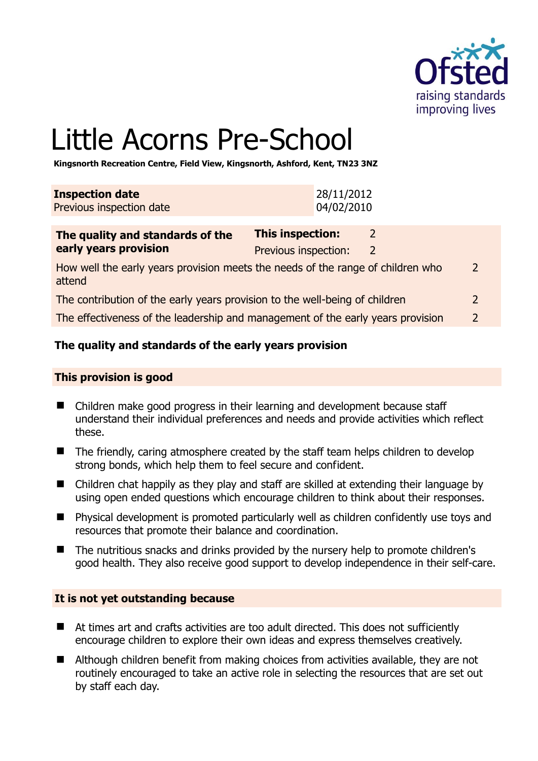# Little Acorns Pre-School

**Kingsnorth Recreation Centre, Field View, Kingsnorth, Ashford, Kent, TN23 3NZ**

| **Inspection date** | 28/11/2012 |
|---|---|
| Previous inspection date | 04/02/2010 |

| **The quality and standards of the early years provision** | **This inspection:** 2 | |
|---|---|---|
| | Previous inspection: 2 | |
| How well the early years provision meets the needs of the range of children who attend | | 2 |
| The contribution of the early years provision to the well-being of children | | 2 |
| The effectiveness of the leadership and management of the early years provision | | 2 |

## The quality and standards of the early years provision

### This provision is good

- Children make good progress in their learning and development because staff understand their individual preferences and needs and provide activities which reflect these.
- The friendly, caring atmosphere created by the staff team helps children to develop strong bonds, which help them to feel secure and confident.
- Children chat happily as they play and staff are skilled at extending their language by using open ended questions which encourage children to think about their responses.
- Physical development is promoted particularly well as children confidently use toys and resources that promote their balance and coordination.
- The nutritious snacks and drinks provided by the nursery help to promote children's good health. They also receive good support to develop independence in their self-care.

### It is not yet outstanding because

- At times art and crafts activities are too adult directed. This does not sufficiently encourage children to explore their own ideas and express themselves creatively.
- Although children benefit from making choices from activities available, they are not routinely encouraged to take an active role in selecting the resources that are set out by staff each day.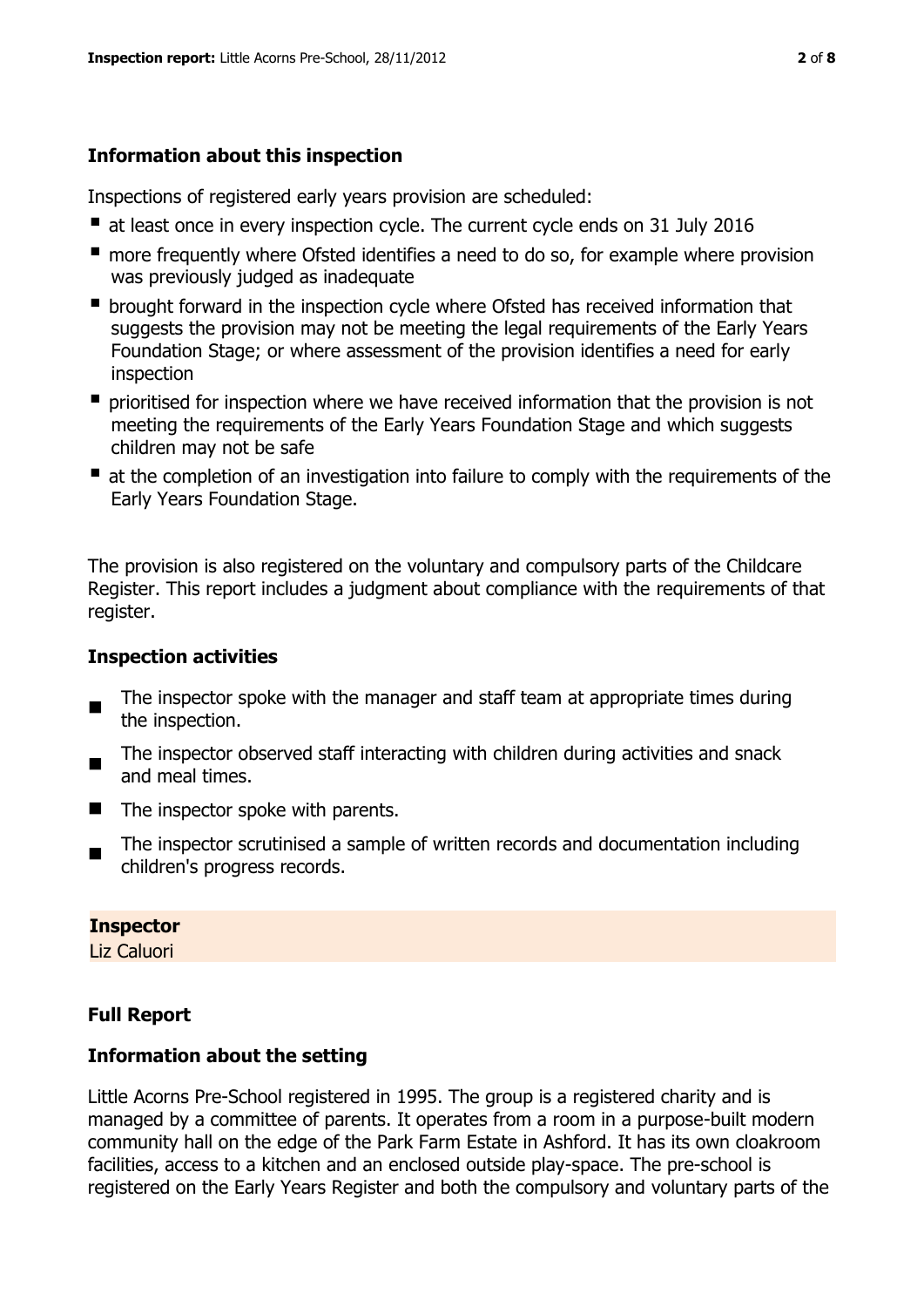### Information about this inspection

Inspections of registered early years provision are scheduled:

- at least once in every inspection cycle. The current cycle ends on 31 July 2016
- more frequently where Ofsted identifies a need to do so, for example where provision was previously judged as inadequate
- brought forward in the inspection cycle where Ofsted has received information that suggests the provision may not be meeting the legal requirements of the Early Years Foundation Stage; or where assessment of the provision identifies a need for early inspection
- prioritised for inspection where we have received information that the provision is not meeting the requirements of the Early Years Foundation Stage and which suggests children may not be safe
- at the completion of an investigation into failure to comply with the requirements of the Early Years Foundation Stage.

The provision is also registered on the voluntary and compulsory parts of the Childcare Register. This report includes a judgment about compliance with the requirements of that register.

### Inspection activities

- The inspector spoke with the manager and staff team at appropriate times during the inspection.
- The inspector observed staff interacting with children during activities and snack and meal times.
- The inspector spoke with parents.
- The inspector scrutinised a sample of written records and documentation including children's progress records.

**Inspector**
Liz Caluori

### Full Report

### Information about the setting

Little Acorns Pre-School registered in 1995. The group is a registered charity and is managed by a committee of parents. It operates from a room in a purpose-built modern community hall on the edge of the Park Farm Estate in Ashford. It has its own cloakroom facilities, access to a kitchen and an enclosed outside play-space. The pre-school is registered on the Early Years Register and both the compulsory and voluntary parts of the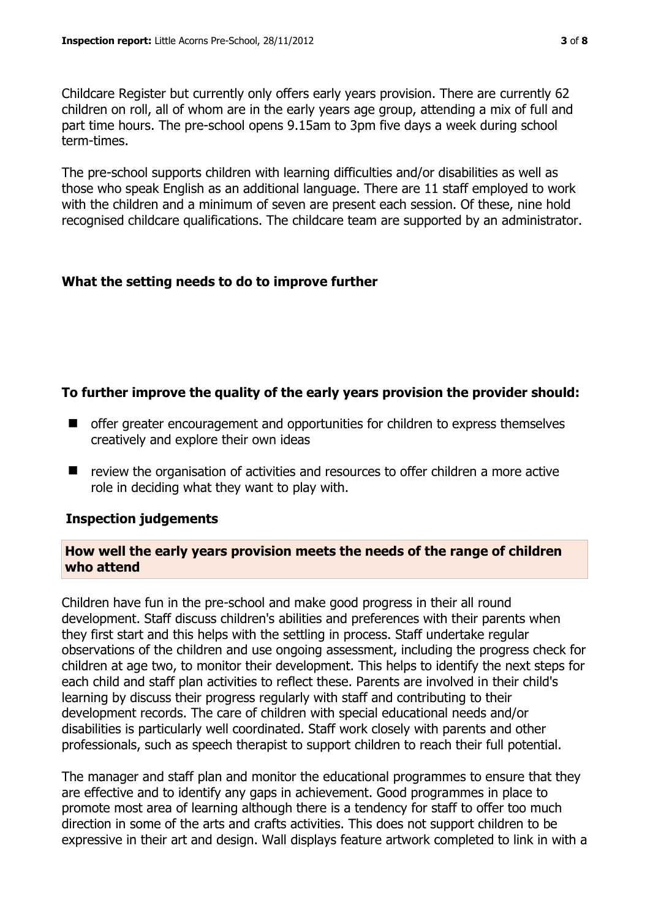Childcare Register but currently only offers early years provision. There are currently 62 children on roll, all of whom are in the early years age group, attending a mix of full and part time hours. The pre-school opens 9.15am to 3pm five days a week during school term-times.

The pre-school supports children with learning difficulties and/or disabilities as well as those who speak English as an additional language. There are 11 staff employed to work with the children and a minimum of seven are present each session. Of these, nine hold recognised childcare qualifications. The childcare team are supported by an administrator.

## What the setting needs to do to improve further

### To further improve the quality of the early years provision the provider should:

- offer greater encouragement and opportunities for children to express themselves creatively and explore their own ideas
- review the organisation of activities and resources to offer children a more active role in deciding what they want to play with.

## Inspection judgements

### How well the early years provision meets the needs of the range of children who attend

Children have fun in the pre-school and make good progress in their all round development. Staff discuss children's abilities and preferences with their parents when they first start and this helps with the settling in process. Staff undertake regular observations of the children and use ongoing assessment, including the progress check for children at age two, to monitor their development. This helps to identify the next steps for each child and staff plan activities to reflect these. Parents are involved in their child's learning by discuss their progress regularly with staff and contributing to their development records. The care of children with special educational needs and/or disabilities is particularly well coordinated. Staff work closely with parents and other professionals, such as speech therapist to support children to reach their full potential.

The manager and staff plan and monitor the educational programmes to ensure that they are effective and to identify any gaps in achievement. Good programmes in place to promote most area of learning although there is a tendency for staff to offer too much direction in some of the arts and crafts activities. This does not support children to be expressive in their art and design. Wall displays feature artwork completed to link in with a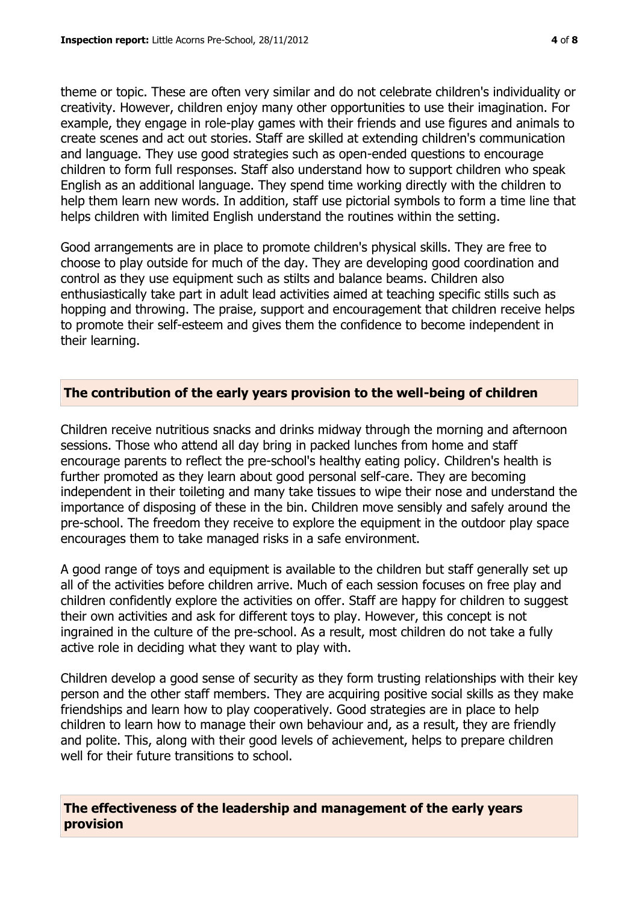theme or topic. These are often very similar and do not celebrate children's individuality or creativity. However, children enjoy many other opportunities to use their imagination. For example, they engage in role-play games with their friends and use figures and animals to create scenes and act out stories. Staff are skilled at extending children's communication and language. They use good strategies such as open-ended questions to encourage children to form full responses. Staff also understand how to support children who speak English as an additional language. They spend time working directly with the children to help them learn new words. In addition, staff use pictorial symbols to form a time line that helps children with limited English understand the routines within the setting.

Good arrangements are in place to promote children's physical skills. They are free to choose to play outside for much of the day. They are developing good coordination and control as they use equipment such as stilts and balance beams. Children also enthusiastically take part in adult lead activities aimed at teaching specific stills such as hopping and throwing. The praise, support and encouragement that children receive helps to promote their self-esteem and gives them the confidence to become independent in their learning.

## The contribution of the early years provision to the well-being of children

Children receive nutritious snacks and drinks midway through the morning and afternoon sessions. Those who attend all day bring in packed lunches from home and staff encourage parents to reflect the pre-school's healthy eating policy. Children's health is further promoted as they learn about good personal self-care. They are becoming independent in their toileting and many take tissues to wipe their nose and understand the importance of disposing of these in the bin. Children move sensibly and safely around the pre-school. The freedom they receive to explore the equipment in the outdoor play space encourages them to take managed risks in a safe environment.

A good range of toys and equipment is available to the children but staff generally set up all of the activities before children arrive. Much of each session focuses on free play and children confidently explore the activities on offer. Staff are happy for children to suggest their own activities and ask for different toys to play. However, this concept is not ingrained in the culture of the pre-school. As a result, most children do not take a fully active role in deciding what they want to play with.

Children develop a good sense of security as they form trusting relationships with their key person and the other staff members. They are acquiring positive social skills as they make friendships and learn how to play cooperatively. Good strategies are in place to help children to learn how to manage their own behaviour and, as a result, they are friendly and polite. This, along with their good levels of achievement, helps to prepare children well for their future transitions to school.

## The effectiveness of the leadership and management of the early years provision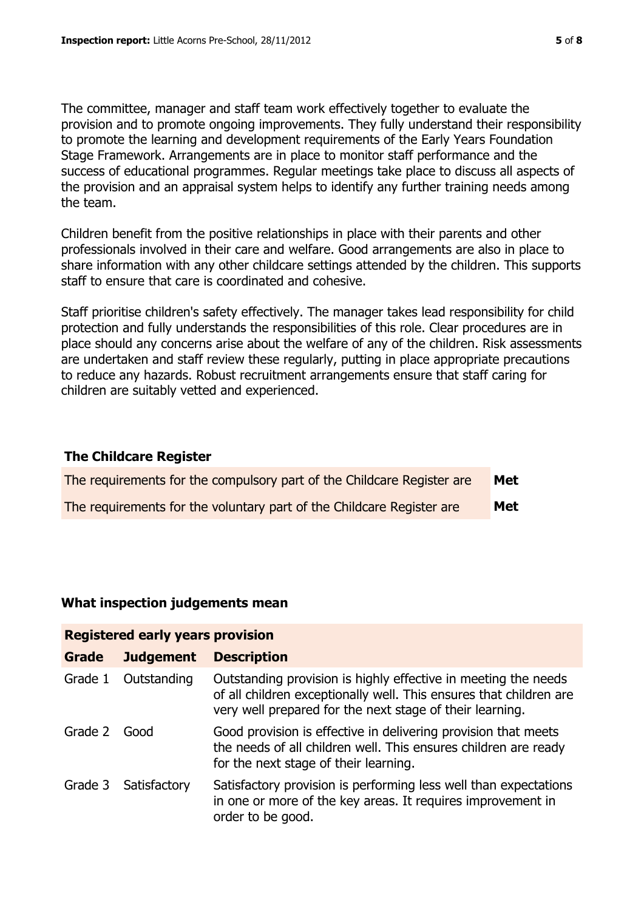The committee, manager and staff team work effectively together to evaluate the provision and to promote ongoing improvements. They fully understand their responsibility to promote the learning and development requirements of the Early Years Foundation Stage Framework. Arrangements are in place to monitor staff performance and the success of educational programmes. Regular meetings take place to discuss all aspects of the provision and an appraisal system helps to identify any further training needs among the team.

Children benefit from the positive relationships in place with their parents and other professionals involved in their care and welfare. Good arrangements are also in place to share information with any other childcare settings attended by the children. This supports staff to ensure that care is coordinated and cohesive.

Staff prioritise children's safety effectively. The manager takes lead responsibility for child protection and fully understands the responsibilities of this role. Clear procedures are in place should any concerns arise about the welfare of any of the children. Risk assessments are undertaken and staff review these regularly, putting in place appropriate precautions to reduce any hazards. Robust recruitment arrangements ensure that staff caring for children are suitably vetted and experienced.

## The Childcare Register

| | |
|---|---|
| The requirements for the compulsory part of the Childcare Register are | **Met** |
| The requirements for the voluntary part of the Childcare Register are | **Met** |

## What inspection judgements mean

| **Registered early years provision** | | |
|---|---|---|
| **Grade** | **Judgement** | **Description** |
| Grade 1 | Outstanding | Outstanding provision is highly effective in meeting the needs of all children exceptionally well. This ensures that children are very well prepared for the next stage of their learning. |
| Grade 2 | Good | Good provision is effective in delivering provision that meets the needs of all children well. This ensures children are ready for the next stage of their learning. |
| Grade 3 | Satisfactory | Satisfactory provision is performing less well than expectations in one or more of the key areas. It requires improvement in order to be good. |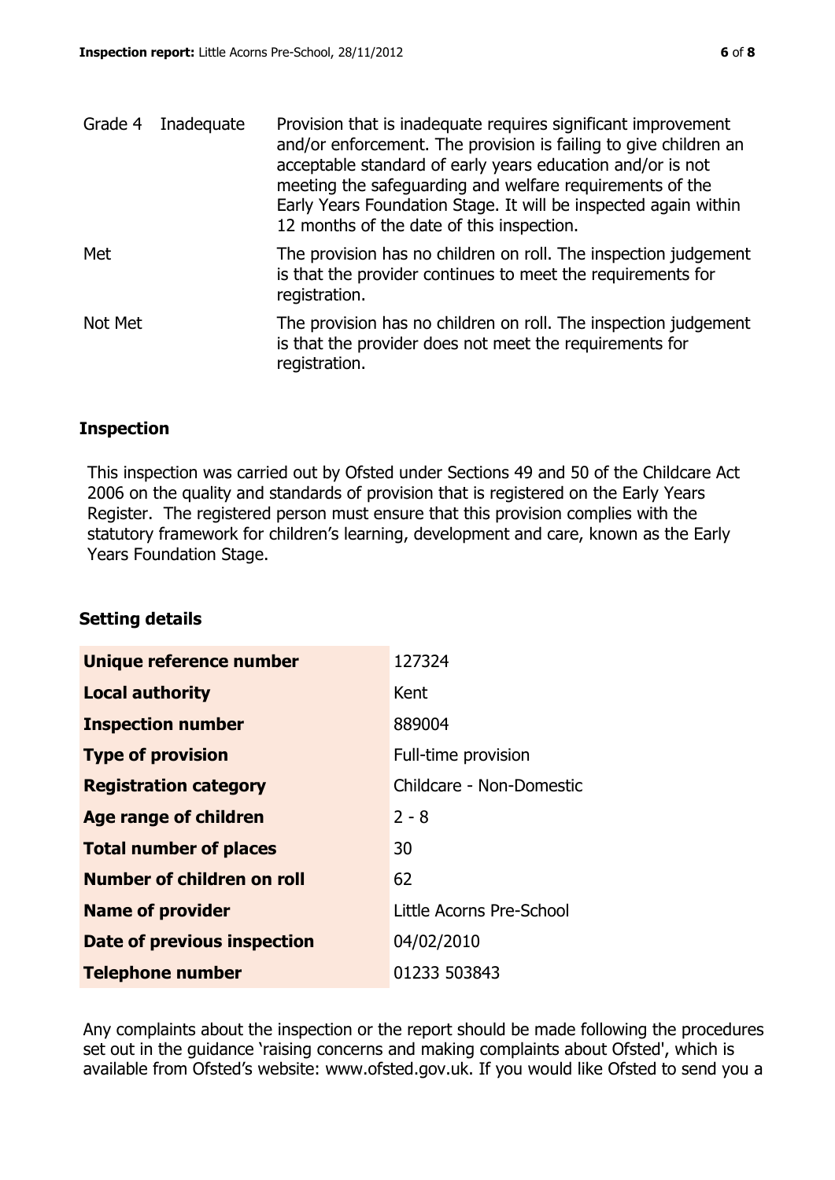| | | |
|---|---|---|
| Grade 4 | Inadequate | Provision that is inadequate requires significant improvement and/or enforcement. The provision is failing to give children an acceptable standard of early years education and/or is not meeting the safeguarding and welfare requirements of the Early Years Foundation Stage. It will be inspected again within 12 months of the date of this inspection. |
| Met | | The provision has no children on roll. The inspection judgement is that the provider continues to meet the requirements for registration. |
| Not Met | | The provision has no children on roll. The inspection judgement is that the provider does not meet the requirements for registration. |

## Inspection

This inspection was carried out by Ofsted under Sections 49 and 50 of the Childcare Act 2006 on the quality and standards of provision that is registered on the Early Years Register. The registered person must ensure that this provision complies with the statutory framework for children's learning, development and care, known as the Early Years Foundation Stage.

## Setting details

| | |
|---|---|
| **Unique reference number** | 127324 |
| **Local authority** | Kent |
| **Inspection number** | 889004 |
| **Type of provision** | Full-time provision |
| **Registration category** | Childcare - Non-Domestic |
| **Age range of children** | 2 - 8 |
| **Total number of places** | 30 |
| **Number of children on roll** | 62 |
| **Name of provider** | Little Acorns Pre-School |
| **Date of previous inspection** | 04/02/2010 |
| **Telephone number** | 01233 503843 |

Any complaints about the inspection or the report should be made following the procedures set out in the guidance 'raising concerns and making complaints about Ofsted', which is available from Ofsted's website: www.ofsted.gov.uk. If you would like Ofsted to send you a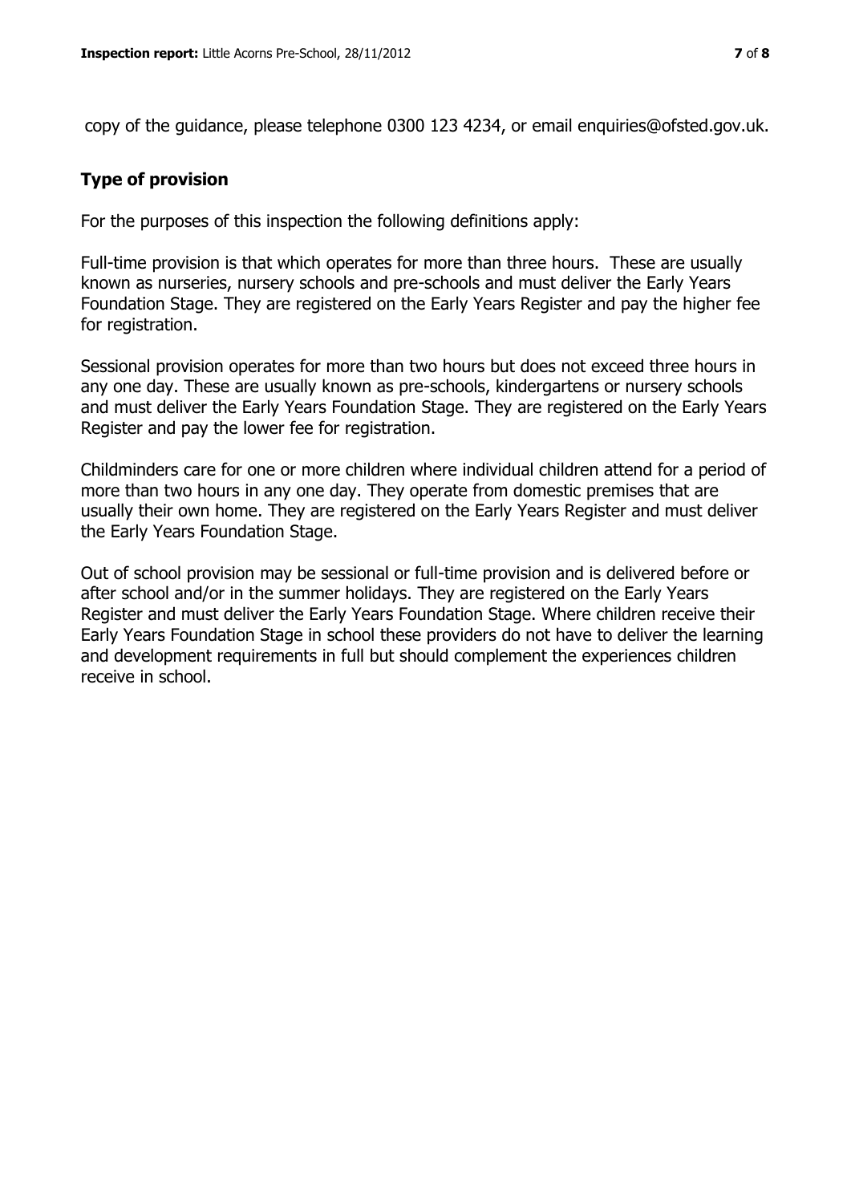copy of the guidance, please telephone 0300 123 4234, or email enquiries@ofsted.gov.uk.

## Type of provision

For the purposes of this inspection the following definitions apply:

Full-time provision is that which operates for more than three hours. These are usually known as nurseries, nursery schools and pre-schools and must deliver the Early Years Foundation Stage. They are registered on the Early Years Register and pay the higher fee for registration.

Sessional provision operates for more than two hours but does not exceed three hours in any one day. These are usually known as pre-schools, kindergartens or nursery schools and must deliver the Early Years Foundation Stage. They are registered on the Early Years Register and pay the lower fee for registration.

Childminders care for one or more children where individual children attend for a period of more than two hours in any one day. They operate from domestic premises that are usually their own home. They are registered on the Early Years Register and must deliver the Early Years Foundation Stage.

Out of school provision may be sessional or full-time provision and is delivered before or after school and/or in the summer holidays. They are registered on the Early Years Register and must deliver the Early Years Foundation Stage. Where children receive their Early Years Foundation Stage in school these providers do not have to deliver the learning and development requirements in full but should complement the experiences children receive in school.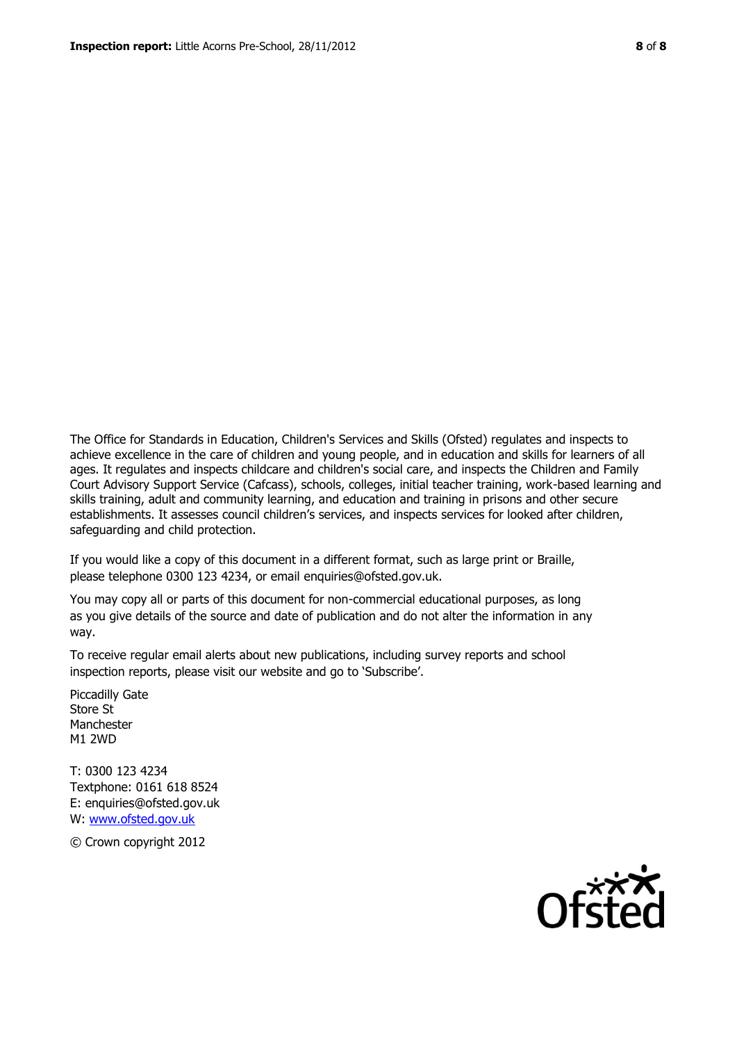The Office for Standards in Education, Children's Services and Skills (Ofsted) regulates and inspects to achieve excellence in the care of children and young people, and in education and skills for learners of all ages. It regulates and inspects childcare and children's social care, and inspects the Children and Family Court Advisory Support Service (Cafcass), schools, colleges, initial teacher training, work-based learning and skills training, adult and community learning, and education and training in prisons and other secure establishments. It assesses council children's services, and inspects services for looked after children, safeguarding and child protection.

If you would like a copy of this document in a different format, such as large print or Braille, please telephone 0300 123 4234, or email enquiries@ofsted.gov.uk.

You may copy all or parts of this document for non-commercial educational purposes, as long as you give details of the source and date of publication and do not alter the information in any way.

To receive regular email alerts about new publications, including survey reports and school inspection reports, please visit our website and go to 'Subscribe'.

Piccadilly Gate
Store St
Manchester
M1 2WD

T: 0300 123 4234
Textphone: 0161 618 8524
E: enquiries@ofsted.gov.uk
W: www.ofsted.gov.uk

© Crown copyright 2012

Ofsted